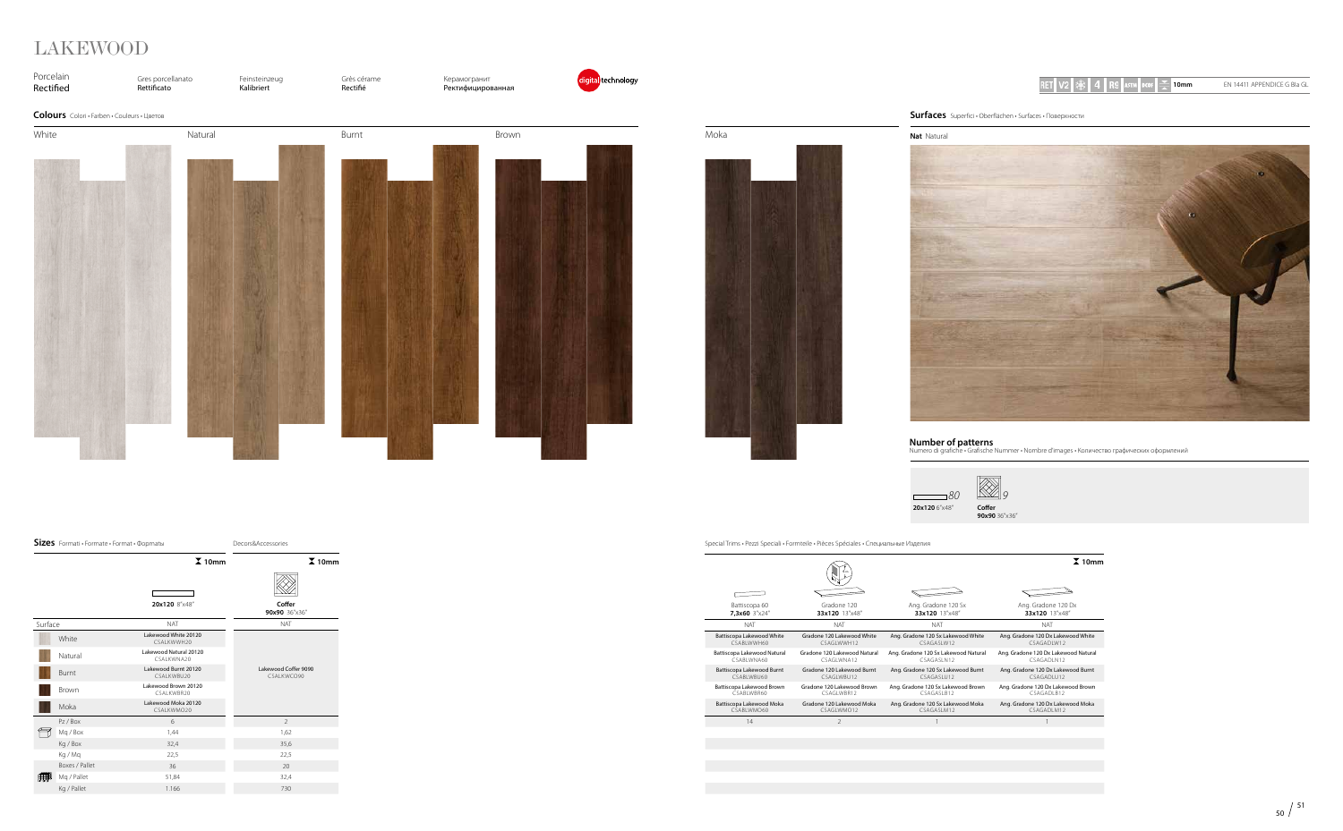# LAKEWOOD

Porcelain Rectified | Gres porcellanato Rettificato | Feinsteinzeug Kalibriert | Grès cérame Rectifié | Керамогранит Ректифицированная

digital technology

RET V2 4 R9 ASTM DCOF 10mm EN 14411 APPENDICE G BIa GL

## Colours
Colori • Farben • Couleurs • Цветов

White

Natural

Burnt

Brown

Moka

## Surfaces
Superfici • Oberflächen • Surfaces • Поверхности

**Nat** Natural

## Number of patterns
Numero di grafiche • Grafische Nummer • Nombre d'images • Количество графических оформлений

**20x120** 6"x48" — 80

**Coffer 90x90** 36"x36" — 9

## Sizes
Formati • Formate • Format • Форматы

Decors&Accessories

| | | 10mm | 10mm |
|---|---|---|---|
| | | **20x120** 8"x48" | **Coffer 90x90** 36"x36" |
| Surface | | NAT | NAT |
| | White | Lakewood White 20120 CSALKWWH20 | Lakewood Coffer 9090 CSALKWCO90 |
| | Natural | Lakewood Natural 20120 CSALKWNA20 | |
| | Burnt | Lakewood Burnt 20120 CSALKWBU20 | |
| | Brown | Lakewood Brown 20120 CSALKWBR20 | |
| | Moka | Lakewood Moka 20120 CSALKWMO20 | |
| | Pz / Box | 6 | 2 |
| | Mq / Box | 1,44 | 1,62 |
| | Kg / Box | 32,4 | 35,6 |
| | Kg / Mq | 22,5 | 22,5 |
| | Boxes / Pallet | 36 | 20 |
| | Mq / Pallet | 51,84 | 32,4 |
| | Kg / Pallet | 1.166 | 730 |

Special Trims • Pezzi Speciali • Formteile • Pièces Spéciales • Специальные Изделия

| Battiscopa 60 **7,3x60** 3"x24" | Gradone 120 **33x120** 13"x48" | Ang. Gradone 120 Sx **33x120** 13"x48" | Ang. Gradone 120 Dx **33x120** 13"x48" 10mm |
|---|---|---|---|
| NAT | NAT | NAT | NAT |
| Battiscopa Lakewood White CSABLWWH60 | Gradone 120 Lakewood White CSAGLWWH12 | Ang. Gradone 120 Sx Lakewood White CSAGASLW12 | Ang. Gradone 120 Dx Lakewood White CSAGADLW12 |
| Battiscopa Lakewood Natural CSABLWNA60 | Gradone 120 Lakewood Natural CSAGLWNA12 | Ang. Gradone 120 Sx Lakewood Natural CSAGASLN12 | Ang. Gradone 120 Dx Lakewood Natural CSAGADLN12 |
| Battiscopa Lakewood Burnt CSABLWBU60 | Gradone 120 Lakewood Burnt CSAGLWBU12 | Ang. Gradone 120 Sx Lakewood Burnt CSAGASLU12 | Ang. Gradone 120 Dx Lakewood Burnt CSAGADLU12 |
| Battiscopa Lakewood Brown CSABLWBR60 | Gradone 120 Lakewood Brown CSAGLWBR12 | Ang. Gradone 120 Sx Lakewood Brown CSAGASLB12 | Ang. Gradone 120 Dx Lakewood Brown CSAGADLB12 |
| Battiscopa Lakewood Moka CSABLWMO60 | Gradone 120 Lakewood Moka CSAGLWMO12 | Ang. Gradone 120 Sx Lakewood Moka CSAGASLM12 | Ang. Gradone 120 Dx Lakewood Moka CSAGADLM12 |
| 14 | 2 | 1 | 1 |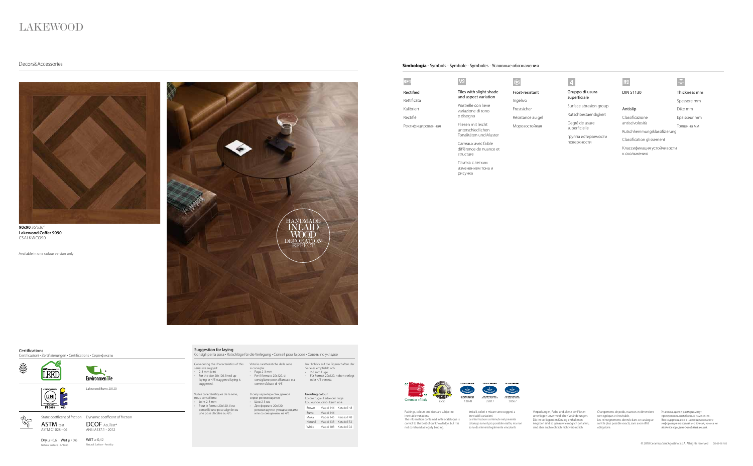# LAKEWOOD

## Decors&Accessories

**90x90** 36"x36"
**Lakewood Coffer 9090**
CSALKWCO90

Available in one colour version only

HANDMADE
INLAID
WOOD
DECORATION
EFFECT

## Simbologia - Symbols - Symbole - Symboles - Условные обозначения

RET
**Rectified**
Rettificata
Kalibriert
Rectifié
Ректифицированная

V2
**Tiles with slight shade and aspect variation**
Piastrelle con lieve variazione di tono e disegno
Fliesen mit leicht unterschiedlichen Tonalitäten und Muster
Carreaux avec faible différence de nuance et structure
Плитка с легким изменением тона и рисунка

**Frost-resistant**
Ingelivo
Frostsicher
Résistance au gel
Морозостойкая

4
**Gruppo di usura superficiale**
Surface abrasion group
Rutschbestaendigkeit
Degré de usure superficielle
Группа истираемости поверхности

R9
**DIN 51130**

**Antislip**
Classificazione antiscivolosità
Rutschhemmungsklassifizierung
Classification glissement
Классификация устойчивости к скольжению

**Thickness mm**
Spessore mm
Dike mm
Epaisseur mm
Толщина мм

## Certifications

Certificazioni • Zertifizierungen • Certifications • Сертификаты

LEED

EnvironmenTile

CERTIQUALITY UNI FT 0030 0/3

Lakewood Burnt 20120

Static coefficent of friction
**ASTM** test
ASTM C1028 - 06

Dry μ > 0,6  Wet μ > 0,6
Natural Surface - Antislip

Dynamic coefficent of friction
**DCOF** AcuTest®
ANSI A137.1 - 2012

WET ≥ 0,42
Natural Surface - Antislip

## Suggestion for laying

Consigli per la posa • Ratschläge für die Verlegung • Conseil pour la pose • Советы по укладке

Considering the characteristics of this series we suggest:
- 2-3 mm joint
- For the size 20x120, lined up laying or 4/5 staggered laying is suggested

Viste le caratteristiche della serie si consiglia:
- Fuga 2-3 mm
- Per il formato 20x120, si consigliano pose affiancate o a correre sfalsate di 4/5.

Im Hinblick auf die Eigenschaften der Serie es empfiehlt sich:
- 2-3 mm Fuge
- Für Format 20x120, neben verlegt oder 4/5 versetz.

Vu les caractéristiques de la série, nous conseillons:
- Joint 2-3 mm
- Pour le format 20x120, il est conseillé une pose alignée ou une pose décalée au 4/5.

В силу характеристик данной серии рекомендуется:
- Шов 2-3 мм
- Для формата 20x120, рекомендуется укладка рядами или со смещением на 4/5.

**Grouting colour**
Colore fuga - Farbe der Fuge
Couleur de joint - Цвет шов

| | | |
|---|---|---|
| Brown | Mapei 146 | Keracoll 48 |
| Burnt | Mapei 146 | |
| Moka | Mapei 146 | Keracoll 48 |
| Natural | Mapei 133 | Keracoll 52 |
| White | Mapei 103 | Keracoll 02 |

Ceramics of Italy  SOCIO  13670  25017  20667

Packings, colours and sizes are subject to inevitable variations.
The information contained in this catalogue is correct to the best of our knowledge, but it is not construed as legally binding.

Imballi, colori e misure sono soggetti a inevitabili variazioni.
Le informazioni contenute nel presente catalogo sono il più possibile esatte, ma non sono da ritenersi legalmente vincolanti.

Verpackungen, Farbe und Masse der Fliesen unterliegen unvermeidlichen Veränderungen.
Die im vorliegenden Katalog enthaltenen Angaben sind so genau wie möglich gehalten, sind aber auch rechtlich nicht verbindlich.

Changements de poids, nuances et dimensions sont typiques et inevitable.
Les renseignements donnés dans ce catalogue sont le plus possible exacts, sans avoir effet obligatoire.

Упаковка, цвет и размеры могут претерпевать неизбежные изменения.
Вся содержащаяся в настоящем каталоге информация максимально точная, но она не является юридически обязывающей.

© 2018 Ceramica Sant'Agostino S.p.A. All rights reserved  GD 09-18 / 8K